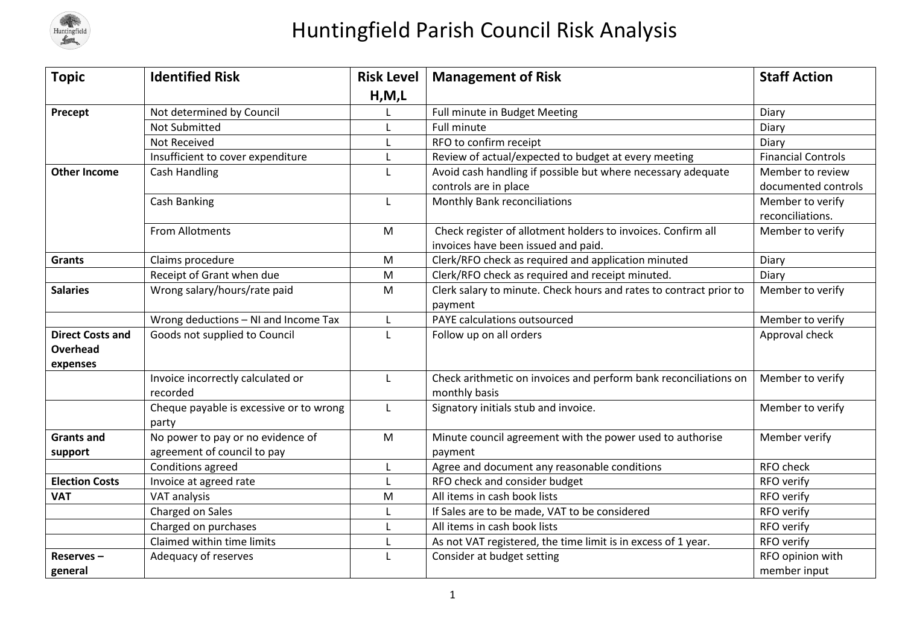# Huntingfield Parish Council Risk Analysis

| Topic | Identified Risk | Risk Level H,M,L | Management of Risk | Staff Action |
|---|---|---|---|---|
| **Precept** | Not determined by Council | L | Full minute in Budget Meeting | Diary |
| | Not Submitted | L | Full minute | Diary |
| | Not Received | L | RFO to confirm receipt | Diary |
| | Insufficient to cover expenditure | L | Review of actual/expected to budget at every meeting | Financial Controls |
| **Other Income** | Cash Handling | L | Avoid cash handling if possible but where necessary adequate controls are in place | Member to review documented controls |
| | Cash Banking | L | Monthly Bank reconciliations | Member to verify reconciliations. |
| | From Allotments | M | Check register of allotment holders to invoices. Confirm all invoices have been issued and paid. | Member to verify |
| **Grants** | Claims procedure | M | Clerk/RFO check as required and application minuted | Diary |
| | Receipt of Grant when due | M | Clerk/RFO check as required and receipt minuted. | Diary |
| **Salaries** | Wrong salary/hours/rate paid | M | Clerk salary to minute. Check hours and rates to contract prior to payment | Member to verify |
| | Wrong deductions – NI and Income Tax | L | PAYE calculations outsourced | Member to verify |
| **Direct Costs and Overhead expenses** | Goods not supplied to Council | L | Follow up on all orders | Approval check |
| | Invoice incorrectly calculated or recorded | L | Check arithmetic on invoices and perform bank reconciliations on monthly basis | Member to verify |
| | Cheque payable is excessive or to wrong party | L | Signatory initials stub and invoice. | Member to verify |
| **Grants and support** | No power to pay or no evidence of agreement of council to pay | M | Minute council agreement with the power used to authorise payment | Member verify |
| | Conditions agreed | L | Agree and document any reasonable conditions | RFO check |
| **Election Costs** | Invoice at agreed rate | L | RFO check and consider budget | RFO verify |
| **VAT** | VAT analysis | M | All items in cash book lists | RFO verify |
| | Charged on Sales | L | If Sales are to be made, VAT to be considered | RFO verify |
| | Charged on purchases | L | All items in cash book lists | RFO verify |
| | Claimed within time limits | L | As not VAT registered, the time limit is in excess of 1 year. | RFO verify |
| **Reserves – general** | Adequacy of reserves | L | Consider at budget setting | RFO opinion with member input |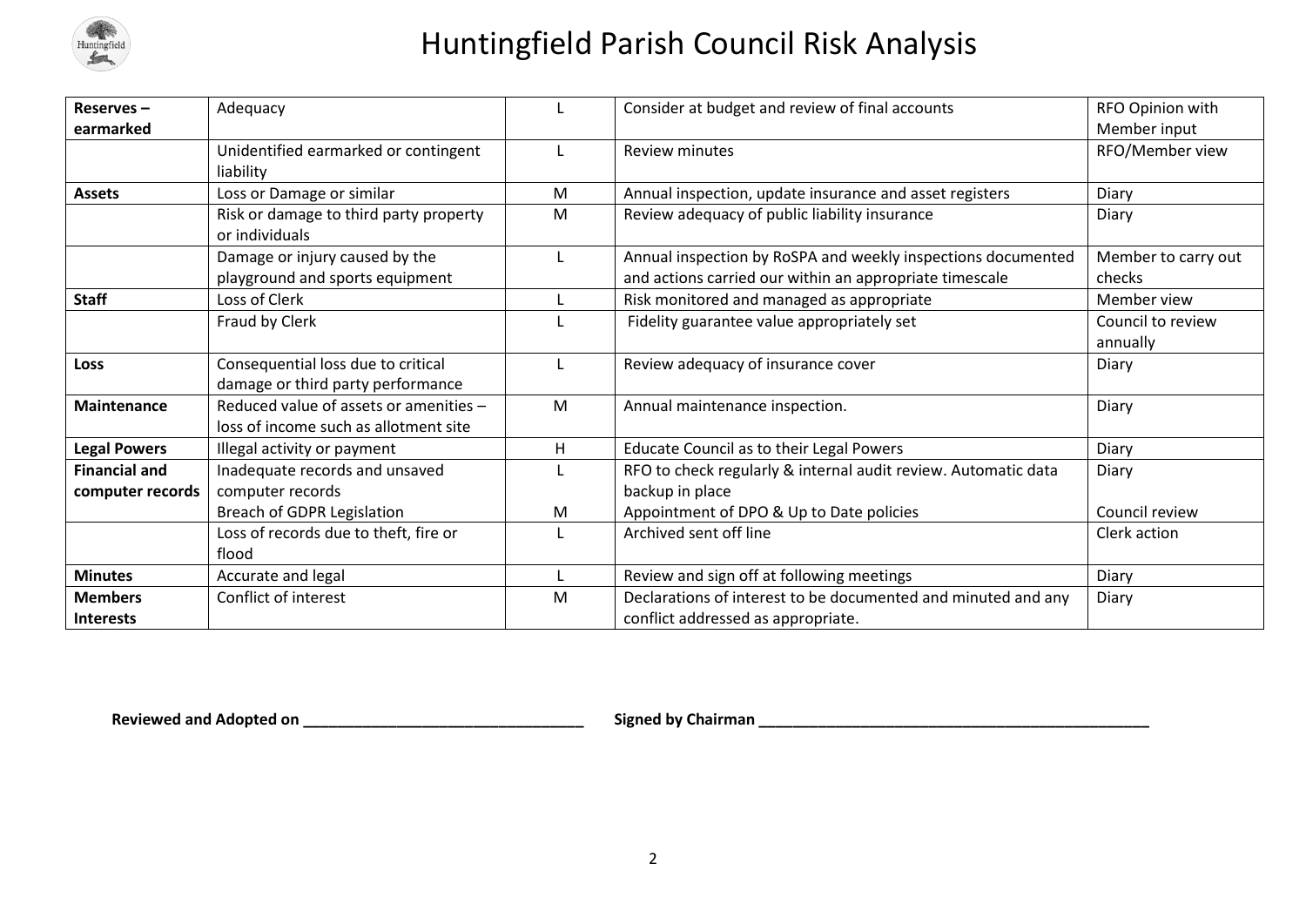# Huntingfield Parish Council Risk Analysis

| | | | | |
|---|---|---|---|---|
| **Reserves – earmarked** | Adequacy | L | Consider at budget and review of final accounts | RFO Opinion with Member input |
| | Unidentified earmarked or contingent liability | L | Review minutes | RFO/Member view |
| **Assets** | Loss or Damage or similar | M | Annual inspection, update insurance and asset registers | Diary |
| | Risk or damage to third party property or individuals | M | Review adequacy of public liability insurance | Diary |
| | Damage or injury caused by the playground and sports equipment | L | Annual inspection by RoSPA and weekly inspections documented and actions carried our within an appropriate timescale | Member to carry out checks |
| **Staff** | Loss of Clerk | L | Risk monitored and managed as appropriate | Member view |
| | Fraud by Clerk | L | Fidelity guarantee value appropriately set | Council to review annually |
| **Loss** | Consequential loss due to critical damage or third party performance | L | Review adequacy of insurance cover | Diary |
| **Maintenance** | Reduced value of assets or amenities – loss of income such as allotment site | M | Annual maintenance inspection. | Diary |
| **Legal Powers** | Illegal activity or payment | H | Educate Council as to their Legal Powers | Diary |
| **Financial and computer records** | Inadequate records and unsaved computer records<br>Breach of GDPR Legislation | L<br><br>M | RFO to check regularly & internal audit review. Automatic data backup in place<br>Appointment of DPO & Up to Date policies | Diary<br><br>Council review |
| | Loss of records due to theft, fire or flood | L | Archived sent off line | Clerk action |
| **Minutes** | Accurate and legal | L | Review and sign off at following meetings | Diary |
| **Members Interests** | Conflict of interest | M | Declarations of interest to be documented and minuted and any conflict addressed as appropriate. | Diary |

**Reviewed and Adopted on ________________________________** **Signed by Chairman ______________________________________________**